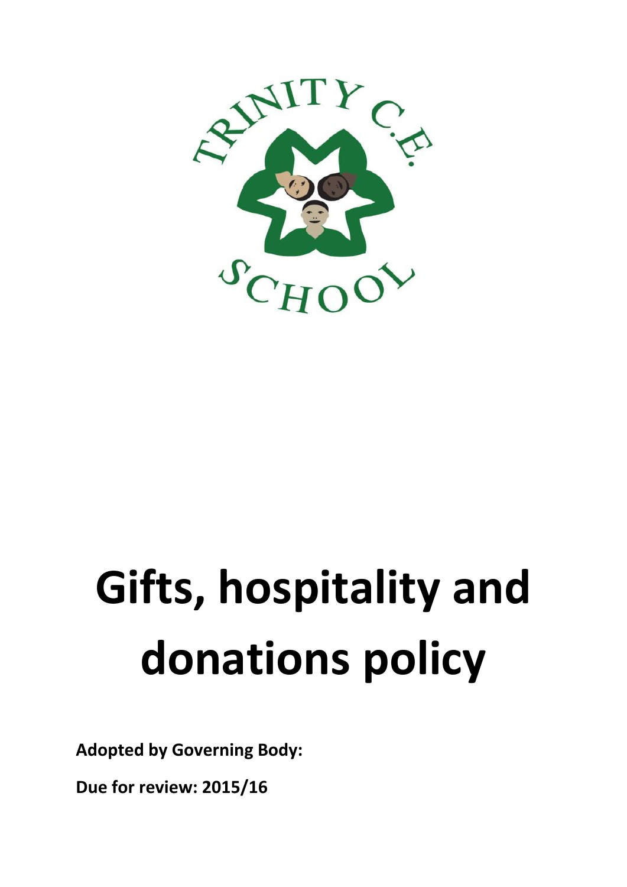# Gifts, hospitality and donations policy

**Adopted by Governing Body:**

**Due for review: 2015/16**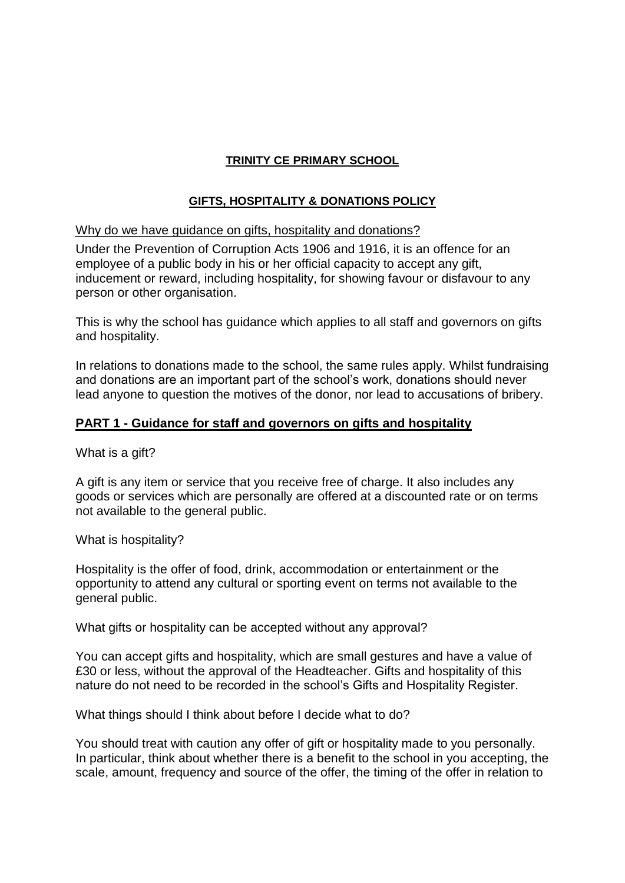**TRINITY CE PRIMARY SCHOOL**

**GIFTS, HOSPITALITY & DONATIONS POLICY**

Why do we have guidance on gifts, hospitality and donations?

Under the Prevention of Corruption Acts 1906 and 1916, it is an offence for an employee of a public body in his or her official capacity to accept any gift, inducement or reward, including hospitality, for showing favour or disfavour to any person or other organisation.

This is why the school has guidance which applies to all staff and governors on gifts and hospitality.

In relations to donations made to the school, the same rules apply. Whilst fundraising and donations are an important part of the school's work, donations should never lead anyone to question the motives of the donor, nor lead to accusations of bribery.

## PART 1 - Guidance for staff and governors on gifts and hospitality

What is a gift?

A gift is any item or service that you receive free of charge. It also includes any goods or services which are personally are offered at a discounted rate or on terms not available to the general public.

What is hospitality?

Hospitality is the offer of food, drink, accommodation or entertainment or the opportunity to attend any cultural or sporting event on terms not available to the general public.

What gifts or hospitality can be accepted without any approval?

You can accept gifts and hospitality, which are small gestures and have a value of £30 or less, without the approval of the Headteacher. Gifts and hospitality of this nature do not need to be recorded in the school's Gifts and Hospitality Register.

What things should I think about before I decide what to do?

You should treat with caution any offer of gift or hospitality made to you personally. In particular, think about whether there is a benefit to the school in you accepting, the scale, amount, frequency and source of the offer, the timing of the offer in relation to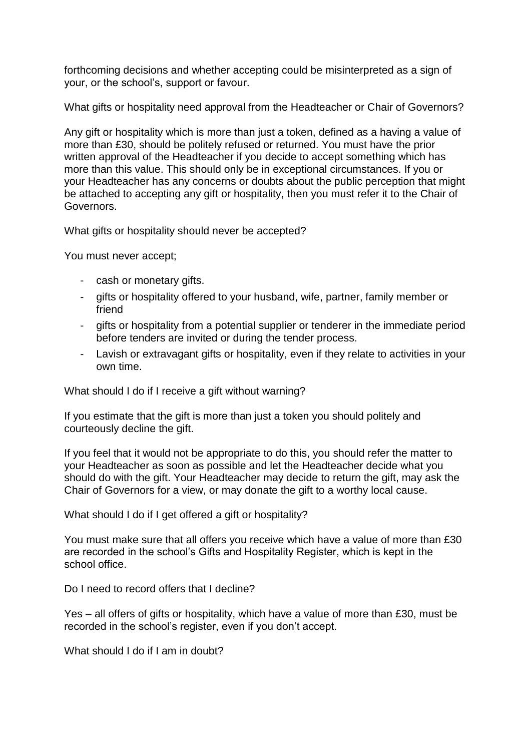forthcoming decisions and whether accepting could be misinterpreted as a sign of your, or the school's, support or favour.

What gifts or hospitality need approval from the Headteacher or Chair of Governors?

Any gift or hospitality which is more than just a token, defined as a having a value of more than £30, should be politely refused or returned. You must have the prior written approval of the Headteacher if you decide to accept something which has more than this value. This should only be in exceptional circumstances. If you or your Headteacher has any concerns or doubts about the public perception that might be attached to accepting any gift or hospitality, then you must refer it to the Chair of Governors.

What gifts or hospitality should never be accepted?

You must never accept;

- cash or monetary gifts.
- gifts or hospitality offered to your husband, wife, partner, family member or friend
- gifts or hospitality from a potential supplier or tenderer in the immediate period before tenders are invited or during the tender process.
- Lavish or extravagant gifts or hospitality, even if they relate to activities in your own time.

What should I do if I receive a gift without warning?

If you estimate that the gift is more than just a token you should politely and courteously decline the gift.

If you feel that it would not be appropriate to do this, you should refer the matter to your Headteacher as soon as possible and let the Headteacher decide what you should do with the gift. Your Headteacher may decide to return the gift, may ask the Chair of Governors for a view, or may donate the gift to a worthy local cause.

What should I do if I get offered a gift or hospitality?

You must make sure that all offers you receive which have a value of more than £30 are recorded in the school's Gifts and Hospitality Register, which is kept in the school office.

Do I need to record offers that I decline?

Yes – all offers of gifts or hospitality, which have a value of more than £30, must be recorded in the school's register, even if you don't accept.

What should I do if I am in doubt?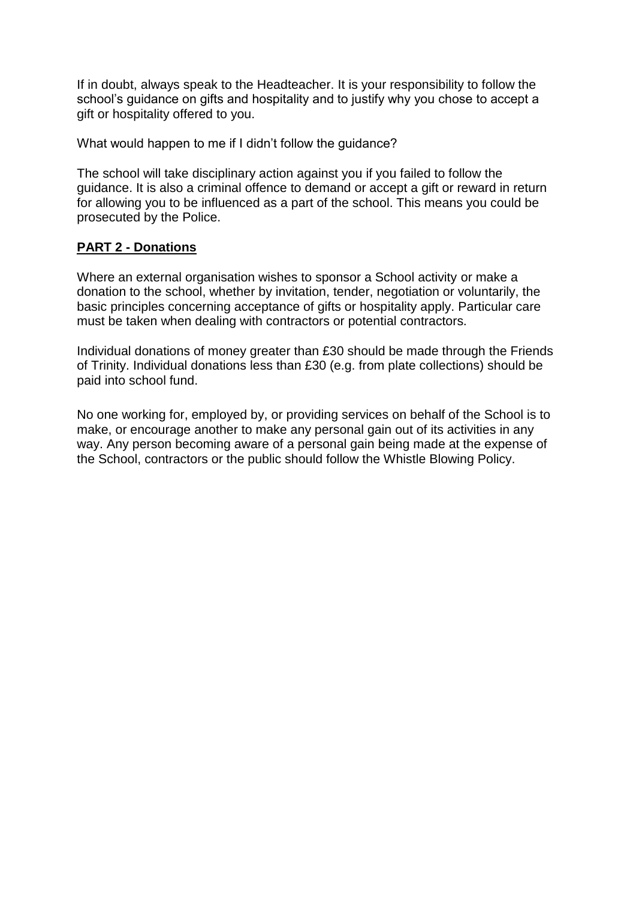If in doubt, always speak to the Headteacher. It is your responsibility to follow the school's guidance on gifts and hospitality and to justify why you chose to accept a gift or hospitality offered to you.

What would happen to me if I didn't follow the guidance?

The school will take disciplinary action against you if you failed to follow the guidance. It is also a criminal offence to demand or accept a gift or reward in return for allowing you to be influenced as a part of the school. This means you could be prosecuted by the Police.

## PART 2 - Donations

Where an external organisation wishes to sponsor a School activity or make a donation to the school, whether by invitation, tender, negotiation or voluntarily, the basic principles concerning acceptance of gifts or hospitality apply. Particular care must be taken when dealing with contractors or potential contractors.

Individual donations of money greater than £30 should be made through the Friends of Trinity. Individual donations less than £30 (e.g. from plate collections) should be paid into school fund.

No one working for, employed by, or providing services on behalf of the School is to make, or encourage another to make any personal gain out of its activities in any way. Any person becoming aware of a personal gain being made at the expense of the School, contractors or the public should follow the Whistle Blowing Policy.